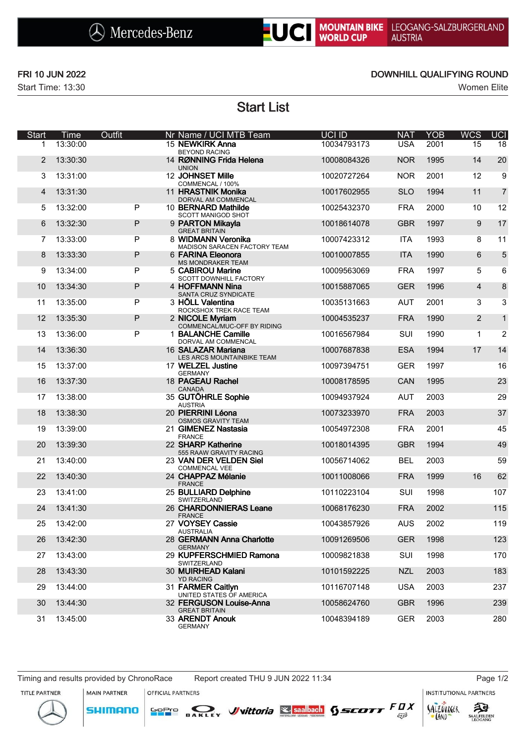Mercedes-Benz | UCI MOUNTAIN BIKE WORLD CUP | LEOGANG-SALZBURGERLAND AUSTRIA

**FRI 10 JUN 2022**
Start Time: 13:30

**DOWNHILL QUALIFYING ROUND**
Women Elite

# Start List

| Start | Time | Outfit | Nr | Name / UCI MTB Team | UCI ID | NAT | YOB | WCS | UCI |
|---|---|---|---|---|---|---|---|---|---|
| 1 | 13:30:00 | | 15 | **NEWKIRK Anna** BEYOND RACING | 10034793173 | USA | 2001 | 15 | 18 |
| 2 | 13:30:30 | | 14 | **RØNNING Frida Helena** UNION | 10008084326 | NOR | 1995 | 14 | 20 |
| 3 | 13:31:00 | | 12 | **JOHNSET Mille** COMMENCAL / 100% | 10020727264 | NOR | 2001 | 12 | 9 |
| 4 | 13:31:30 | | 11 | **HRASTNIK Monika** DORVAL AM COMMENCAL | 10017602955 | SLO | 1994 | 11 | 7 |
| 5 | 13:32:00 | P | 10 | **BERNARD Mathilde** SCOTT MANIGOD SHOT | 10025432370 | FRA | 2000 | 10 | 12 |
| 6 | 13:32:30 | P | 9 | **PARTON Mikayla** GREAT BRITAIN | 10018614078 | GBR | 1997 | 9 | 17 |
| 7 | 13:33:00 | P | 8 | **WIDMANN Veronika** MADISON SARACEN FACTORY TEAM | 10007423312 | ITA | 1993 | 8 | 11 |
| 8 | 13:33:30 | P | 6 | **FARINA Eleonora** MS MONDRAKER TEAM | 10010007855 | ITA | 1990 | 6 | 5 |
| 9 | 13:34:00 | P | 5 | **CABIROU Marine** SCOTT DOWNHILL FACTORY | 10009563069 | FRA | 1997 | 5 | 6 |
| 10 | 13:34:30 | P | 4 | **HOFFMANN Nina** SANTA CRUZ SYNDICATE | 10015887065 | GER | 1996 | 4 | 8 |
| 11 | 13:35:00 | P | 3 | **HÖLL Valentina** ROCKSHOX TREK RACE TEAM | 10035131663 | AUT | 2001 | 3 | 3 |
| 12 | 13:35:30 | P | 2 | **NICOLE Myriam** COMMENCAL/MUC-OFF BY RIDING | 10004535237 | FRA | 1990 | 2 | 1 |
| 13 | 13:36:00 | P | 1 | **BALANCHE Camille** DORVAL AM COMMENCAL | 10016567984 | SUI | 1990 | 1 | 2 |
| 14 | 13:36:30 | | 16 | **SALAZAR Mariana** LES ARCS MOUNTAINBIKE TEAM | 10007687838 | ESA | 1994 | 17 | 14 |
| 15 | 13:37:00 | | 17 | **WELZEL Justine** GERMANY | 10097394751 | GER | 1997 | | 16 |
| 16 | 13:37:30 | | 18 | **PAGEAU Rachel** CANADA | 10008178595 | CAN | 1995 | | 23 |
| 17 | 13:38:00 | | 35 | **GUTÖHRLE Sophie** AUSTRIA | 10094937924 | AUT | 2003 | | 29 |
| 18 | 13:38:30 | | 20 | **PIERRINI Léona** OSMOS GRAVITY TEAM | 10073233970 | FRA | 2003 | | 37 |
| 19 | 13:39:00 | | 21 | **GIMENEZ Nastasia** FRANCE | 10054972308 | FRA | 2001 | | 45 |
| 20 | 13:39:30 | | 22 | **SHARP Katherine** 555 RAAW GRAVITY RACING | 10018014395 | GBR | 1994 | | 49 |
| 21 | 13:40:00 | | 23 | **VAN DER VELDEN Siel** COMMENCAL VEE | 10056714062 | BEL | 2003 | | 59 |
| 22 | 13:40:30 | | 24 | **CHAPPAZ Mélanie** FRANCE | 10011008066 | FRA | 1999 | 16 | 62 |
| 23 | 13:41:00 | | 25 | **BULLIARD Delphine** SWITZERLAND | 10110223104 | SUI | 1998 | | 107 |
| 24 | 13:41:30 | | 26 | **CHARDONNIERAS Leane** FRANCE | 10068176230 | FRA | 2002 | | 115 |
| 25 | 13:42:00 | | 27 | **VOYSEY Cassie** AUSTRALIA | 10043857926 | AUS | 2002 | | 119 |
| 26 | 13:42:30 | | 28 | **GERMANN Anna Charlotte** GERMANY | 10091269506 | GER | 1998 | | 123 |
| 27 | 13:43:00 | | 29 | **KUPFERSCHMIED Ramona** SWITZERLAND | 10009821838 | SUI | 1998 | | 170 |
| 28 | 13:43:30 | | 30 | **MUIRHEAD Kalani** YD RACING | 10101592225 | NZL | 2003 | | 183 |
| 29 | 13:44:00 | | 31 | **FARMER Caitlyn** UNITED STATES OF AMERICA | 10116707148 | USA | 2003 | | 237 |
| 30 | 13:44:30 | | 32 | **FERGUSON Louise-Anna** GREAT BRITAIN | 10058624760 | GBR | 1996 | | 239 |
| 31 | 13:45:00 | | 33 | **ARENDT Anouk** GERMANY | 10048394189 | GER | 2003 | | 280 |

Timing and results provided by ChronoRace — Report created THU 9 JUN 2022 11:34

TITLE PARTNER: Mercedes-Benz | MAIN PARTNER: SHIMANO | OFFICIAL PARTNERS: GoPro, OAKLEY, vittoria, saalbach, SCOTT, FOX | INSTITUTIONAL PARTNERS: Salzburger Land, Saalfelden Leogang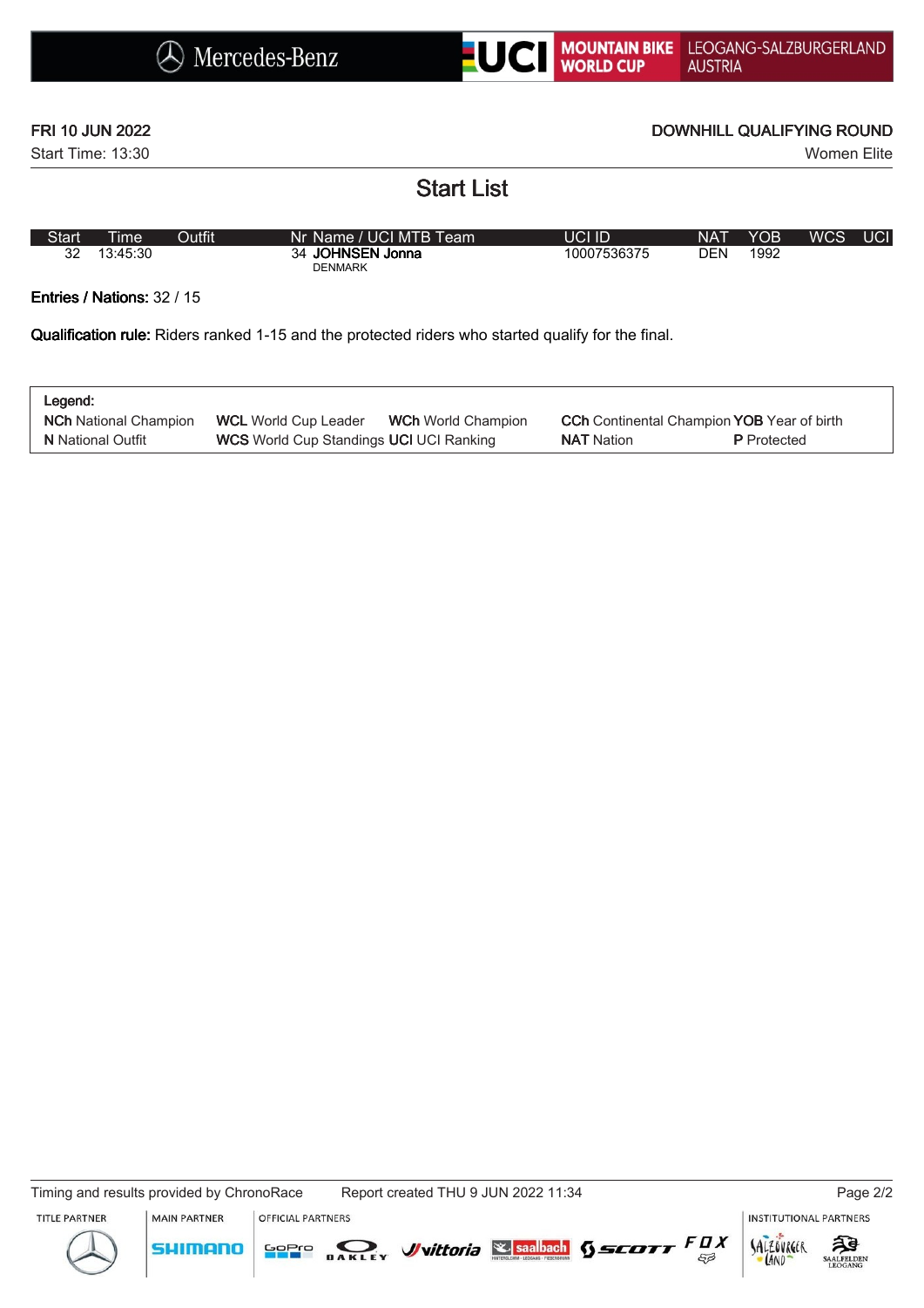FRI 10 JUN 2022

Start Time: 13:30

DOWNHILL QUALIFYING ROUND

Women Elite

## Start List

| Start | Time | Outfit | Nr | Name / UCI MTB Team | UCI ID | NAT | YOB | WCS | UCI |
|---|---|---|---|---|---|---|---|---|---|
| 32 | 13:45:30 | | 34 | **JOHNSEN Jonna**<br>DENMARK | 10007536375 | DEN | 1992 | | |

**Entries / Nations:** 32 / 15

**Qualification rule:** Riders ranked 1-15 and the protected riders who started qualify for the final.

**Legend:**

**NCh** National Champion **WCL** World Cup Leader **WCh** World Champion **CCh** Continental Champion **YOB** Year of birth
**N** National Outfit **WCS** World Cup Standings **UCI** UCI Ranking **NAT** Nation **P** Protected

Timing and results provided by ChronoRace Report created THU 9 JUN 2022 11:34